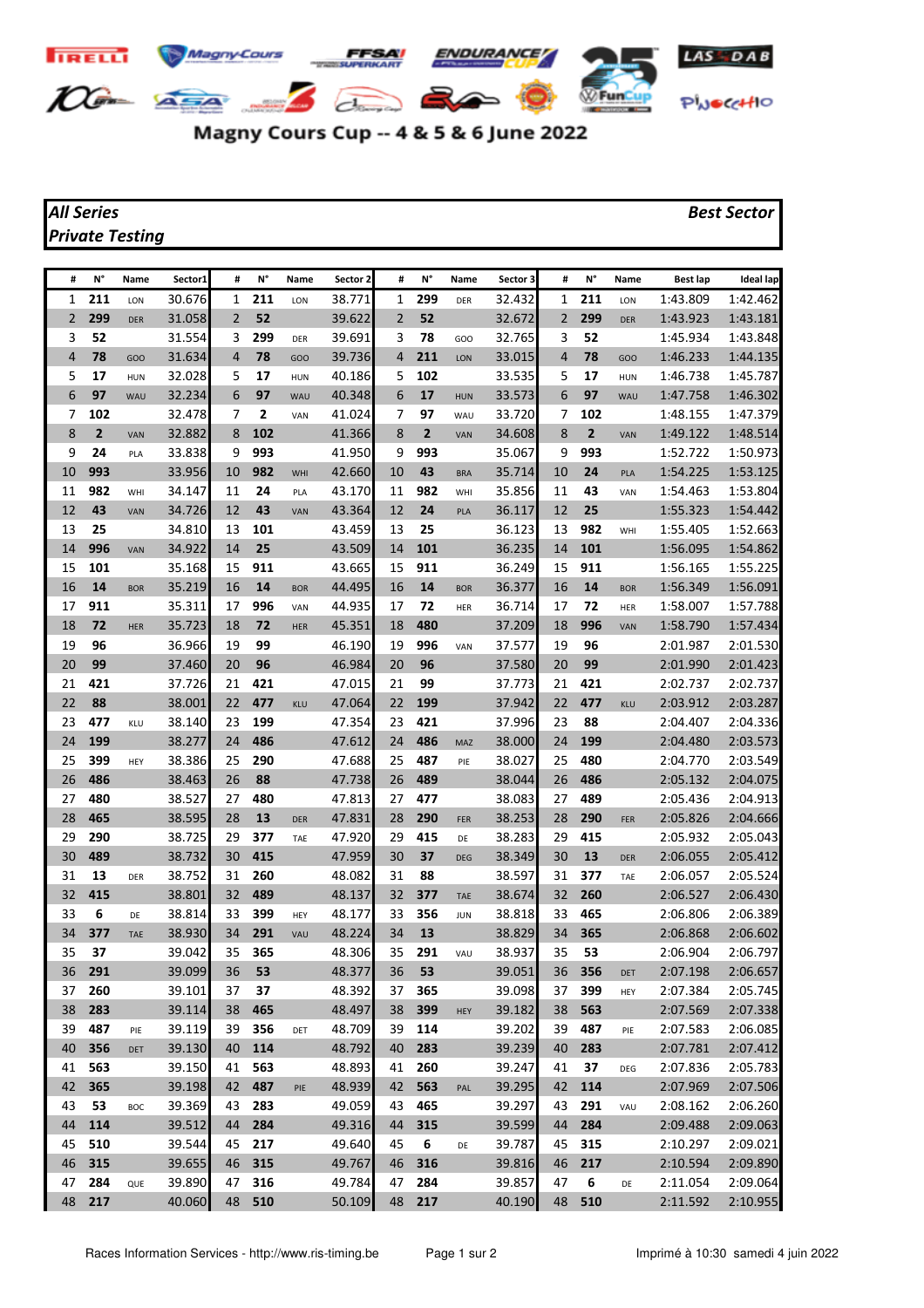**Magny Cours Cup -- 4 & 5 & 6 June 2022**

***All Series*** — ***Best Sector***

***Private Testing***

| # | N° | Name | Sector1 | # | N° | Name | Sector 2 | # | N° | Name | Sector 3 | # | N° | Name | Best lap | Ideal lap |
|---|---|---|---|---|---|---|---|---|---|---|---|---|---|---|---|---|
| 1 | **211** | LON | 30.676 | 1 | **211** | LON | 38.771 | 1 | **299** | DER | 32.432 | 1 | **211** | LON | 1:43.809 | 1:42.462 |
| 2 | **299** | DER | 31.058 | 2 | **52** | | 39.622 | 2 | **52** | | 32.672 | 2 | **299** | DER | 1:43.923 | 1:43.181 |
| 3 | **52** | | 31.554 | 3 | **299** | DER | 39.691 | 3 | **78** | GOO | 32.765 | 3 | **52** | | 1:45.934 | 1:43.848 |
| 4 | **78** | GOO | 31.634 | 4 | **78** | GOO | 39.736 | 4 | **211** | LON | 33.015 | 4 | **78** | GOO | 1:46.233 | 1:44.135 |
| 5 | **17** | HUN | 32.028 | 5 | **17** | HUN | 40.186 | 5 | **102** | | 33.535 | 5 | **17** | HUN | 1:46.738 | 1:45.787 |
| 6 | **97** | WAU | 32.234 | 6 | **97** | WAU | 40.348 | 6 | **17** | HUN | 33.573 | 6 | **97** | WAU | 1:47.758 | 1:46.302 |
| 7 | **102** | | 32.478 | 7 | **2** | VAN | 41.024 | 7 | **97** | WAU | 33.720 | 7 | **102** | | 1:48.155 | 1:47.379 |
| 8 | **2** | VAN | 32.882 | 8 | **102** | | 41.366 | 8 | **2** | VAN | 34.608 | 8 | **2** | VAN | 1:49.122 | 1:48.514 |
| 9 | **24** | PLA | 33.838 | 9 | **993** | | 41.950 | 9 | **993** | | 35.067 | 9 | **993** | | 1:52.722 | 1:50.973 |
| 10 | **993** | | 33.956 | 10 | **982** | WHI | 42.660 | 10 | **43** | BRA | 35.714 | 10 | **24** | PLA | 1:54.225 | 1:53.125 |
| 11 | **982** | WHI | 34.147 | 11 | **24** | PLA | 43.170 | 11 | **982** | WHI | 35.856 | 11 | **43** | VAN | 1:54.463 | 1:53.804 |
| 12 | **43** | VAN | 34.726 | 12 | **43** | VAN | 43.364 | 12 | **24** | PLA | 36.117 | 12 | **25** | | 1:55.323 | 1:54.442 |
| 13 | **25** | | 34.810 | 13 | **101** | | 43.459 | 13 | **25** | | 36.123 | 13 | **982** | WHI | 1:55.405 | 1:52.663 |
| 14 | **996** | VAN | 34.922 | 14 | **25** | | 43.509 | 14 | **101** | | 36.235 | 14 | **101** | | 1:56.095 | 1:54.862 |
| 15 | **101** | | 35.168 | 15 | **911** | | 43.665 | 15 | **911** | | 36.249 | 15 | **911** | | 1:56.165 | 1:55.225 |
| 16 | **14** | BOR | 35.219 | 16 | **14** | BOR | 44.495 | 16 | **14** | BOR | 36.377 | 16 | **14** | BOR | 1:56.349 | 1:56.091 |
| 17 | **911** | | 35.311 | 17 | **996** | VAN | 44.935 | 17 | **72** | HER | 36.714 | 17 | **72** | HER | 1:58.007 | 1:57.788 |
| 18 | **72** | HER | 35.723 | 18 | **72** | HER | 45.351 | 18 | **480** | | 37.209 | 18 | **996** | VAN | 1:58.790 | 1:57.434 |
| 19 | **96** | | 36.966 | 19 | **99** | | 46.190 | 19 | **996** | VAN | 37.577 | 19 | **96** | | 2:01.987 | 2:01.530 |
| 20 | **99** | | 37.460 | 20 | **96** | | 46.984 | 20 | **96** | | 37.580 | 20 | **99** | | 2:01.990 | 2:01.423 |
| 21 | **421** | | 37.726 | 21 | **421** | | 47.015 | 21 | **99** | | 37.773 | 21 | **421** | | 2:02.737 | 2:02.737 |
| 22 | **88** | | 38.001 | 22 | **477** | KLU | 47.064 | 22 | **199** | | 37.942 | 22 | **477** | KLU | 2:03.912 | 2:03.287 |
| 23 | **477** | KLU | 38.140 | 23 | **199** | | 47.354 | 23 | **421** | | 37.996 | 23 | **88** | | 2:04.407 | 2:04.336 |
| 24 | **199** | | 38.277 | 24 | **486** | | 47.612 | 24 | **486** | MAZ | 38.000 | 24 | **199** | | 2:04.480 | 2:03.573 |
| 25 | **399** | HEY | 38.386 | 25 | **290** | | 47.688 | 25 | **487** | PIE | 38.027 | 25 | **480** | | 2:04.770 | 2:03.549 |
| 26 | **486** | | 38.463 | 26 | **88** | | 47.738 | 26 | **489** | | 38.044 | 26 | **486** | | 2:05.132 | 2:04.075 |
| 27 | **480** | | 38.527 | 27 | **480** | | 47.813 | 27 | **477** | | 38.083 | 27 | **489** | | 2:05.436 | 2:04.913 |
| 28 | **465** | | 38.595 | 28 | **13** | DER | 47.831 | 28 | **290** | FER | 38.253 | 28 | **290** | FER | 2:05.826 | 2:04.666 |
| 29 | **290** | | 38.725 | 29 | **377** | TAE | 47.920 | 29 | **415** | DE | 38.283 | 29 | **415** | | 2:05.932 | 2:05.043 |
| 30 | **489** | | 38.732 | 30 | **415** | | 47.959 | 30 | **37** | DEG | 38.349 | 30 | **13** | DER | 2:06.055 | 2:05.412 |
| 31 | **13** | DER | 38.752 | 31 | **260** | | 48.082 | 31 | **88** | | 38.597 | 31 | **377** | TAE | 2:06.057 | 2:05.524 |
| 32 | **415** | | 38.801 | 32 | **489** | | 48.137 | 32 | **377** | TAE | 38.674 | 32 | **260** | | 2:06.527 | 2:06.430 |
| 33 | **6** | DE | 38.814 | 33 | **399** | HEY | 48.177 | 33 | **356** | JUN | 38.818 | 33 | **465** | | 2:06.806 | 2:06.389 |
| 34 | **377** | TAE | 38.930 | 34 | **291** | VAU | 48.224 | 34 | **13** | | 38.829 | 34 | **365** | | 2:06.868 | 2:06.602 |
| 35 | **37** | | 39.042 | 35 | **365** | | 48.306 | 35 | **291** | VAU | 38.937 | 35 | **53** | | 2:06.904 | 2:06.797 |
| 36 | **291** | | 39.099 | 36 | **53** | | 48.377 | 36 | **53** | | 39.051 | 36 | **356** | DET | 2:07.198 | 2:06.657 |
| 37 | **260** | | 39.101 | 37 | **37** | | 48.392 | 37 | **365** | | 39.098 | 37 | **399** | HEY | 2:07.384 | 2:05.745 |
| 38 | **283** | | 39.114 | 38 | **465** | | 48.497 | 38 | **399** | HEY | 39.182 | 38 | **563** | | 2:07.569 | 2:07.338 |
| 39 | **487** | PIE | 39.119 | 39 | **356** | DET | 48.709 | 39 | **114** | | 39.202 | 39 | **487** | PIE | 2:07.583 | 2:06.085 |
| 40 | **356** | DET | 39.130 | 40 | **114** | | 48.792 | 40 | **283** | | 39.239 | 40 | **283** | | 2:07.781 | 2:07.412 |
| 41 | **563** | | 39.150 | 41 | **563** | | 48.893 | 41 | **260** | | 39.247 | 41 | **37** | DEG | 2:07.836 | 2:05.783 |
| 42 | **365** | | 39.198 | 42 | **487** | PIE | 48.939 | 42 | **563** | PAL | 39.295 | 42 | **114** | | 2:07.969 | 2:07.506 |
| 43 | **53** | BOC | 39.369 | 43 | **283** | | 49.059 | 43 | **465** | | 39.297 | 43 | **291** | VAU | 2:08.162 | 2:06.260 |
| 44 | **114** | | 39.512 | 44 | **284** | | 49.316 | 44 | **315** | | 39.599 | 44 | **284** | | 2:09.488 | 2:09.063 |
| 45 | **510** | | 39.544 | 45 | **217** | | 49.640 | 45 | **6** | DE | 39.787 | 45 | **315** | | 2:10.297 | 2:09.021 |
| 46 | **315** | | 39.655 | 46 | **315** | | 49.767 | 46 | **316** | | 39.816 | 46 | **217** | | 2:10.594 | 2:09.890 |
| 47 | **284** | QUE | 39.890 | 47 | **316** | | 49.784 | 47 | **284** | | 39.857 | 47 | **6** | DE | 2:11.054 | 2:09.064 |
| 48 | **217** | | 40.060 | 48 | **510** | | 50.109 | 48 | **217** | | 40.190 | 48 | **510** | | 2:11.592 | 2:10.955 |

Races Information Services - http://www.ris-timing.be — Imprimé à 10:30 samedi 4 juin 2022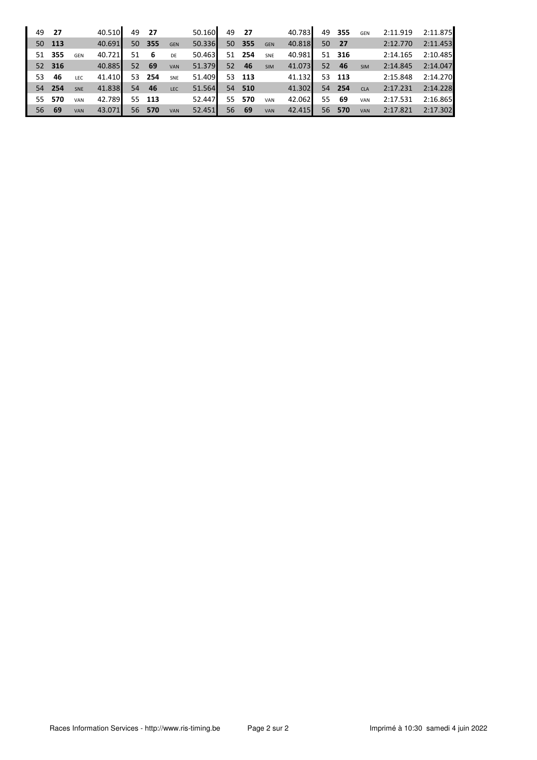| | | | | | | | | | | | | | | | | | |
|---|---|---|---|---|---|---|---|---|---|---|---|---|---|---|---|---|---|
| 49 | **27** | | 40.510 | 49 | **27** | | 50.160 | 49 | **27** | | 40.783 | 49 | **355** | GEN | 2:11.919 | 2:11.875 |
| 50 | **113** | | 40.691 | 50 | **355** | GEN | 50.336 | 50 | **355** | GEN | 40.818 | 50 | **27** | | 2:12.770 | 2:11.453 |
| 51 | **355** | GEN | 40.721 | 51 | **6** | DE | 50.463 | 51 | **254** | SNE | 40.981 | 51 | **316** | | 2:14.165 | 2:10.485 |
| 52 | **316** | | 40.885 | 52 | **69** | VAN | 51.379 | 52 | **46** | SIM | 41.073 | 52 | **46** | SIM | 2:14.845 | 2:14.047 |
| 53 | **46** | LEC | 41.410 | 53 | **254** | SNE | 51.409 | 53 | **113** | | 41.132 | 53 | **113** | | 2:15.848 | 2:14.270 |
| 54 | **254** | SNE | 41.838 | 54 | **46** | LEC | 51.564 | 54 | **510** | | 41.302 | 54 | **254** | CLA | 2:17.231 | 2:14.228 |
| 55 | **570** | VAN | 42.789 | 55 | **113** | | 52.447 | 55 | **570** | VAN | 42.062 | 55 | **69** | VAN | 2:17.531 | 2:16.865 |
| 56 | **69** | VAN | 43.071 | 56 | **570** | VAN | 52.451 | 56 | **69** | VAN | 42.415 | 56 | **570** | VAN | 2:17.821 | 2:17.302 |

Races Information Services - http://www.ris-timing.be

Imprimé à 10:30 samedi 4 juin 2022